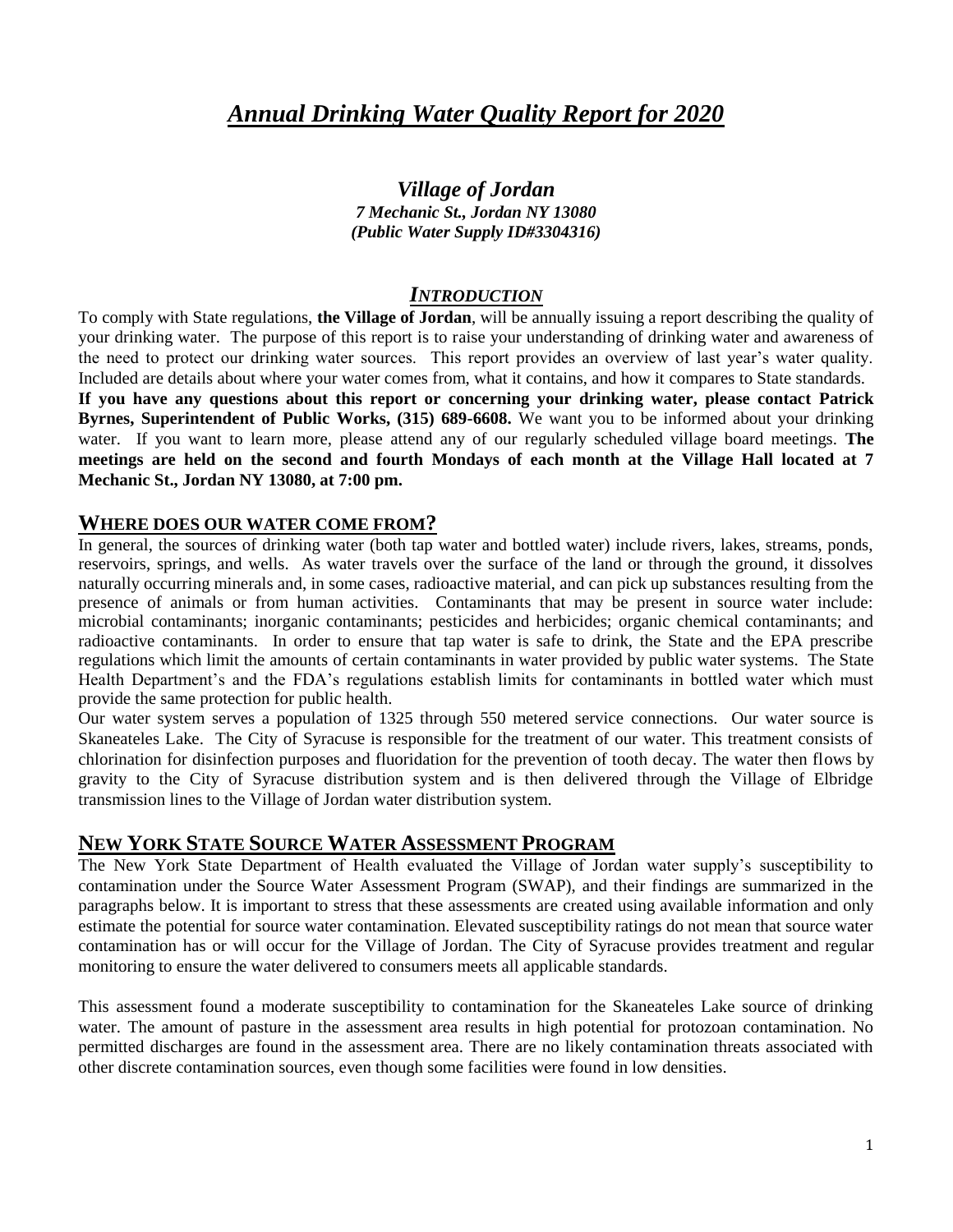# *Annual Drinking Water Quality Report for 2020*

## *Village of Jordan*

***7 Mechanic St., Jordan NY 13080***
***(Public Water Supply ID#3304316)***

## *INTRODUCTION*

To comply with State regulations, **the Village of Jordan**, will be annually issuing a report describing the quality of your drinking water. The purpose of this report is to raise your understanding of drinking water and awareness of the need to protect our drinking water sources. This report provides an overview of last year's water quality. Included are details about where your water comes from, what it contains, and how it compares to State standards. **If you have any questions about this report or concerning your drinking water, please contact Patrick Byrnes, Superintendent of Public Works, (315) 689-6608.** We want you to be informed about your drinking water. If you want to learn more, please attend any of our regularly scheduled village board meetings. **The meetings are held on the second and fourth Mondays of each month at the Village Hall located at 7 Mechanic St., Jordan NY 13080, at 7:00 pm.**

## WHERE DOES OUR WATER COME FROM?

In general, the sources of drinking water (both tap water and bottled water) include rivers, lakes, streams, ponds, reservoirs, springs, and wells. As water travels over the surface of the land or through the ground, it dissolves naturally occurring minerals and, in some cases, radioactive material, and can pick up substances resulting from the presence of animals or from human activities. Contaminants that may be present in source water include: microbial contaminants; inorganic contaminants; pesticides and herbicides; organic chemical contaminants; and radioactive contaminants. In order to ensure that tap water is safe to drink, the State and the EPA prescribe regulations which limit the amounts of certain contaminants in water provided by public water systems. The State Health Department's and the FDA's regulations establish limits for contaminants in bottled water which must provide the same protection for public health.

Our water system serves a population of 1325 through 550 metered service connections. Our water source is Skaneateles Lake. The City of Syracuse is responsible for the treatment of our water. This treatment consists of chlorination for disinfection purposes and fluoridation for the prevention of tooth decay. The water then flows by gravity to the City of Syracuse distribution system and is then delivered through the Village of Elbridge transmission lines to the Village of Jordan water distribution system.

## NEW YORK STATE SOURCE WATER ASSESSMENT PROGRAM

The New York State Department of Health evaluated the Village of Jordan water supply's susceptibility to contamination under the Source Water Assessment Program (SWAP), and their findings are summarized in the paragraphs below. It is important to stress that these assessments are created using available information and only estimate the potential for source water contamination. Elevated susceptibility ratings do not mean that source water contamination has or will occur for the Village of Jordan. The City of Syracuse provides treatment and regular monitoring to ensure the water delivered to consumers meets all applicable standards.

This assessment found a moderate susceptibility to contamination for the Skaneateles Lake source of drinking water. The amount of pasture in the assessment area results in high potential for protozoan contamination. No permitted discharges are found in the assessment area. There are no likely contamination threats associated with other discrete contamination sources, even though some facilities were found in low densities.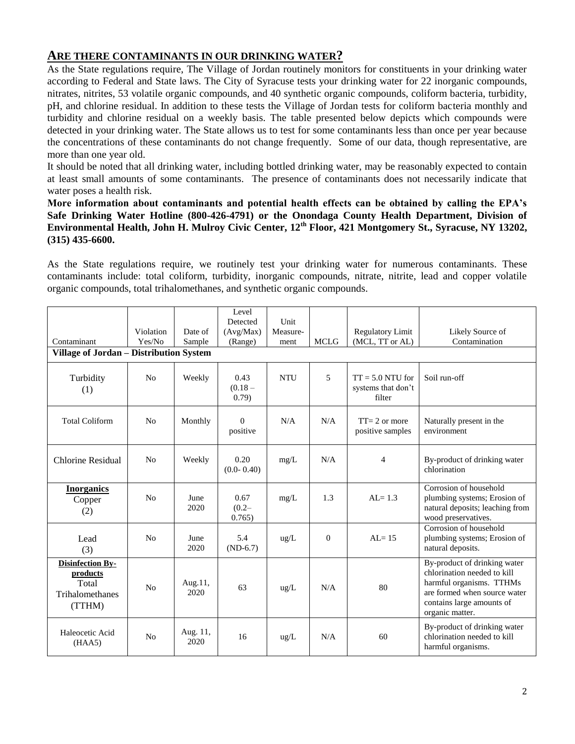## ARE THERE CONTAMINANTS IN OUR DRINKING WATER?

As the State regulations require, The Village of Jordan routinely monitors for constituents in your drinking water according to Federal and State laws. The City of Syracuse tests your drinking water for 22 inorganic compounds, nitrates, nitrites, 53 volatile organic compounds, and 40 synthetic organic compounds, coliform bacteria, turbidity, pH, and chlorine residual. In addition to these tests the Village of Jordan tests for coliform bacteria monthly and turbidity and chlorine residual on a weekly basis. The table presented below depicts which compounds were detected in your drinking water. The State allows us to test for some contaminants less than once per year because the concentrations of these contaminants do not change frequently. Some of our data, though representative, are more than one year old.

It should be noted that all drinking water, including bottled drinking water, may be reasonably expected to contain at least small amounts of some contaminants. The presence of contaminants does not necessarily indicate that water poses a health risk.

**More information about contaminants and potential health effects can be obtained by calling the EPA's Safe Drinking Water Hotline (800-426-4791) or the Onondaga County Health Department, Division of Environmental Health, John H. Mulroy Civic Center, 12th Floor, 421 Montgomery St., Syracuse, NY 13202, (315) 435-6600.**

As the State regulations require, we routinely test your drinking water for numerous contaminants. These contaminants include: total coliform, turbidity, inorganic compounds, nitrate, nitrite, lead and copper volatile organic compounds, total trihalomethanes, and synthetic organic compounds.

| Contaminant | Violation Yes/No | Date of Sample | Level Detected (Avg/Max) (Range) | Unit Measure-ment | MCLG | Regulatory Limit (MCL, TT or AL) | Likely Source of Contamination |
|---|---|---|---|---|---|---|---|
| **Village of Jordan – Distribution System** | | | | | | | |
| Turbidity (1) | No | Weekly | 0.43 (0.18 – 0.79) | NTU | 5 | TT = 5.0 NTU for systems that don't filter | Soil run-off |
| Total Coliform | No | Monthly | 0 positive | N/A | N/A | TT= 2 or more positive samples | Naturally present in the environment |
| Chlorine Residual | No | Weekly | 0.20 (0.0- 0.40) | mg/L | N/A | 4 | By-product of drinking water chlorination |
| **Inorganics** Copper (2) | No | June 2020 | 0.67 (0.2– 0.765) | mg/L | 1.3 | AL= 1.3 | Corrosion of household plumbing systems; Erosion of natural deposits; leaching from wood preservatives. |
| Lead (3) | No | June 2020 | 5.4 (ND-6.7) | ug/L | 0 | AL= 15 | Corrosion of household plumbing systems; Erosion of natural deposits. |
| **Disinfection By-products** Total Trihalomethanes (TTHM) | No | Aug.11, 2020 | 63 | ug/L | N/A | 80 | By-product of drinking water chlorination needed to kill harmful organisms. TTHMs are formed when source water contains large amounts of organic matter. |
| Haleocetic Acid (HAA5) | No | Aug. 11, 2020 | 16 | ug/L | N/A | 60 | By-product of drinking water chlorination needed to kill harmful organisms. |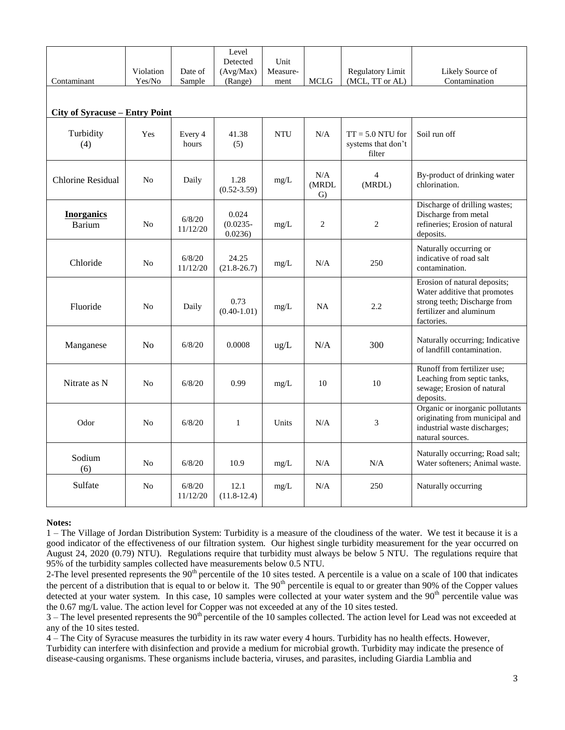| Contaminant | Violation Yes/No | Date of Sample | Level Detected (Avg/Max) (Range) | Unit Measure-ment | MCLG | Regulatory Limit (MCL, TT or AL) | Likely Source of Contamination |
|---|---|---|---|---|---|---|---|
| **City of Syracuse – Entry Point** | | | | | | | |
| Turbidity (4) | Yes | Every 4 hours | 41.38 (5) | NTU | N/A | TT = 5.0 NTU for systems that don't filter | Soil run off |
| Chlorine Residual | No | Daily | 1.28 (0.52-3.59) | mg/L | N/A (MRDLG) | 4 (MRDL) | By-product of drinking water chlorination. |
| **Inorganics** Barium | No | 6/8/20 11/12/20 | 0.024 (0.0235-0.0236) | mg/L | 2 | 2 | Discharge of drilling wastes; Discharge from metal refineries; Erosion of natural deposits. |
| Chloride | No | 6/8/20 11/12/20 | 24.25 (21.8-26.7) | mg/L | N/A | 250 | Naturally occurring or indicative of road salt contamination. |
| Fluoride | No | Daily | 0.73 (0.40-1.01) | mg/L | NA | 2.2 | Erosion of natural deposits; Water additive that promotes strong teeth; Discharge from fertilizer and aluminum factories. |
| Manganese | No | 6/8/20 | 0.0008 | ug/L | N/A | 300 | Naturally occurring; Indicative of landfill contamination. |
| Nitrate as N | No | 6/8/20 | 0.99 | mg/L | 10 | 10 | Runoff from fertilizer use; Leaching from septic tanks, sewage; Erosion of natural deposits. |
| Odor | No | 6/8/20 | 1 | Units | N/A | 3 | Organic or inorganic pollutants originating from municipal and industrial waste discharges; natural sources. |
| Sodium (6) | No | 6/8/20 | 10.9 | mg/L | N/A | N/A | Naturally occurring; Road salt; Water softeners; Animal waste. |
| Sulfate | No | 6/8/20 11/12/20 | 12.1 (11.8-12.4) | mg/L | N/A | 250 | Naturally occurring |

**Notes:**

1 – The Village of Jordan Distribution System: Turbidity is a measure of the cloudiness of the water. We test it because it is a good indicator of the effectiveness of our filtration system. Our highest single turbidity measurement for the year occurred on August 24, 2020 (0.79) NTU). Regulations require that turbidity must always be below 5 NTU. The regulations require that 95% of the turbidity samples collected have measurements below 0.5 NTU.

2-The level presented represents the 90th percentile of the 10 sites tested. A percentile is a value on a scale of 100 that indicates the percent of a distribution that is equal to or below it. The 90th percentile is equal to or greater than 90% of the Copper values detected at your water system. In this case, 10 samples were collected at your water system and the 90th percentile value was the 0.67 mg/L value. The action level for Copper was not exceeded at any of the 10 sites tested.

3 – The level presented represents the 90th percentile of the 10 samples collected. The action level for Lead was not exceeded at any of the 10 sites tested.

4 – The City of Syracuse measures the turbidity in its raw water every 4 hours. Turbidity has no health effects. However, Turbidity can interfere with disinfection and provide a medium for microbial growth. Turbidity may indicate the presence of disease-causing organisms. These organisms include bacteria, viruses, and parasites, including Giardia Lamblia and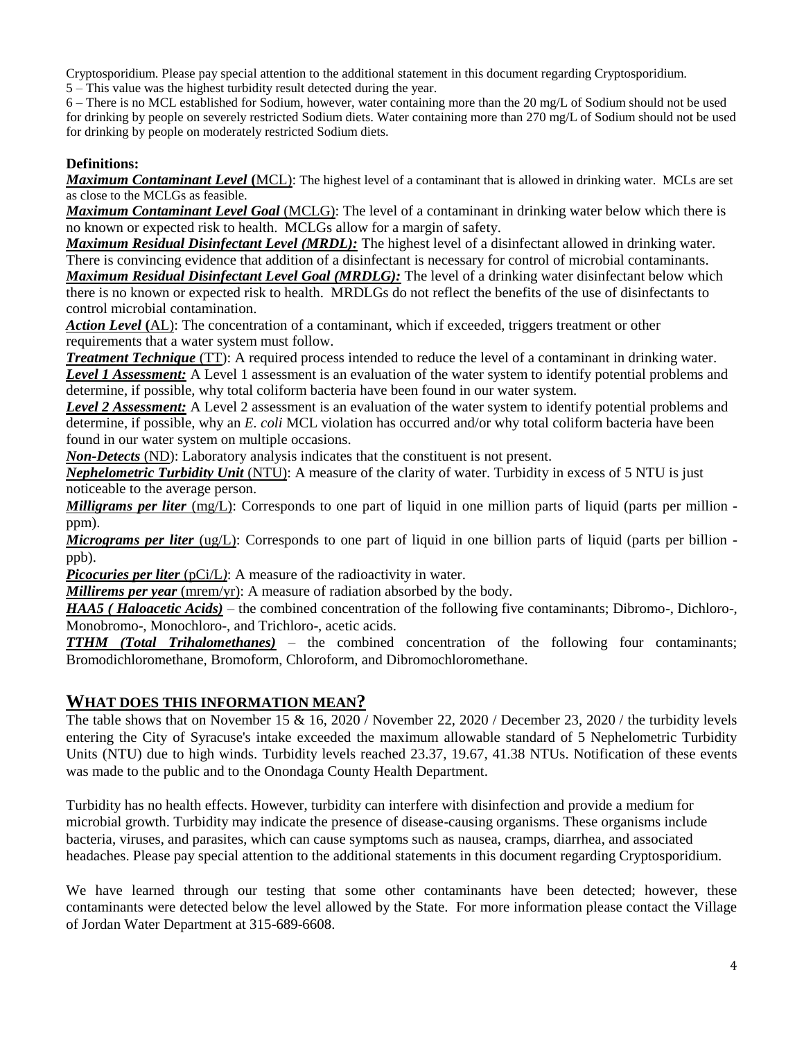Cryptosporidium. Please pay special attention to the additional statement in this document regarding Cryptosporidium.

5 – This value was the highest turbidity result detected during the year.

6 – There is no MCL established for Sodium, however, water containing more than the 20 mg/L of Sodium should not be used for drinking by people on severely restricted Sodium diets. Water containing more than 270 mg/L of Sodium should not be used for drinking by people on moderately restricted Sodium diets.

**Definitions:**

***Maximum Contaminant Level*** **(**MCL): The highest level of a contaminant that is allowed in drinking water. MCLs are set as close to the MCLGs as feasible.

***Maximum Contaminant Level Goal*** (MCLG): The level of a contaminant in drinking water below which there is no known or expected risk to health. MCLGs allow for a margin of safety.

***Maximum Residual Disinfectant Level (MRDL):*** The highest level of a disinfectant allowed in drinking water. There is convincing evidence that addition of a disinfectant is necessary for control of microbial contaminants.

***Maximum Residual Disinfectant Level Goal (MRDLG):*** The level of a drinking water disinfectant below which there is no known or expected risk to health. MRDLGs do not reflect the benefits of the use of disinfectants to control microbial contamination.

***Action Level*** **(**AL): The concentration of a contaminant, which if exceeded, triggers treatment or other requirements that a water system must follow.

***Treatment Technique*** (TT): A required process intended to reduce the level of a contaminant in drinking water.

***Level 1 Assessment:*** A Level 1 assessment is an evaluation of the water system to identify potential problems and determine, if possible, why total coliform bacteria have been found in our water system.

***Level 2 Assessment:*** A Level 2 assessment is an evaluation of the water system to identify potential problems and determine, if possible, why an *E. coli* MCL violation has occurred and/or why total coliform bacteria have been found in our water system on multiple occasions.

***Non-Detects*** (ND): Laboratory analysis indicates that the constituent is not present.

***Nephelometric Turbidity Unit*** (NTU): A measure of the clarity of water. Turbidity in excess of 5 NTU is just noticeable to the average person.

***Milligrams per liter*** (mg/L): Corresponds to one part of liquid in one million parts of liquid (parts per million - ppm).

***Micrograms per liter*** (ug/L): Corresponds to one part of liquid in one billion parts of liquid (parts per billion - ppb).

***Picocuries per liter*** (pCi/L): A measure of the radioactivity in water.

***Millirems per year*** (mrem/yr): A measure of radiation absorbed by the body.

***HAA5 ( Haloacetic Acids)*** – the combined concentration of the following five contaminants; Dibromo-, Dichloro-, Monobromo-, Monochloro-, and Trichloro-, acetic acids.

***TTHM (Total Trihalomethanes)*** – the combined concentration of the following four contaminants; Bromodichloromethane, Bromoform, Chloroform, and Dibromochloromethane.

## WHAT DOES THIS INFORMATION MEAN?

The table shows that on November 15 & 16, 2020 / November 22, 2020 / December 23, 2020 / the turbidity levels entering the City of Syracuse's intake exceeded the maximum allowable standard of 5 Nephelometric Turbidity Units (NTU) due to high winds. Turbidity levels reached 23.37, 19.67, 41.38 NTUs. Notification of these events was made to the public and to the Onondaga County Health Department.

Turbidity has no health effects. However, turbidity can interfere with disinfection and provide a medium for microbial growth. Turbidity may indicate the presence of disease-causing organisms. These organisms include bacteria, viruses, and parasites, which can cause symptoms such as nausea, cramps, diarrhea, and associated headaches. Please pay special attention to the additional statements in this document regarding Cryptosporidium.

We have learned through our testing that some other contaminants have been detected; however, these contaminants were detected below the level allowed by the State. For more information please contact the Village of Jordan Water Department at 315-689-6608.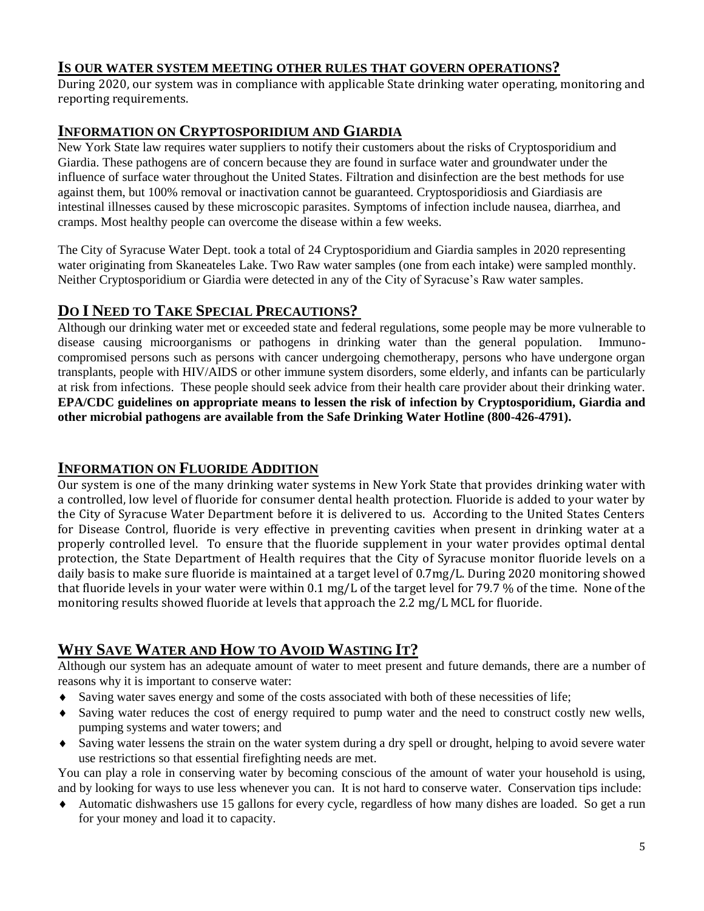## IS OUR WATER SYSTEM MEETING OTHER RULES THAT GOVERN OPERATIONS?

During 2020, our system was in compliance with applicable State drinking water operating, monitoring and reporting requirements.

## INFORMATION ON CRYPTOSPORIDIUM AND GIARDIA

New York State law requires water suppliers to notify their customers about the risks of Cryptosporidium and Giardia. These pathogens are of concern because they are found in surface water and groundwater under the influence of surface water throughout the United States. Filtration and disinfection are the best methods for use against them, but 100% removal or inactivation cannot be guaranteed. Cryptosporidiosis and Giardiasis are intestinal illnesses caused by these microscopic parasites. Symptoms of infection include nausea, diarrhea, and cramps. Most healthy people can overcome the disease within a few weeks.

The City of Syracuse Water Dept. took a total of 24 Cryptosporidium and Giardia samples in 2020 representing water originating from Skaneateles Lake. Two Raw water samples (one from each intake) were sampled monthly. Neither Cryptosporidium or Giardia were detected in any of the City of Syracuse's Raw water samples.

## DO I NEED TO TAKE SPECIAL PRECAUTIONS?

Although our drinking water met or exceeded state and federal regulations, some people may be more vulnerable to disease causing microorganisms or pathogens in drinking water than the general population. Immuno-compromised persons such as persons with cancer undergoing chemotherapy, persons who have undergone organ transplants, people with HIV/AIDS or other immune system disorders, some elderly, and infants can be particularly at risk from infections. These people should seek advice from their health care provider about their drinking water. **EPA/CDC guidelines on appropriate means to lessen the risk of infection by Cryptosporidium, Giardia and other microbial pathogens are available from the Safe Drinking Water Hotline (800-426-4791).**

## INFORMATION ON FLUORIDE ADDITION

Our system is one of the many drinking water systems in New York State that provides drinking water with a controlled, low level of fluoride for consumer dental health protection. Fluoride is added to your water by the City of Syracuse Water Department before it is delivered to us. According to the United States Centers for Disease Control, fluoride is very effective in preventing cavities when present in drinking water at a properly controlled level. To ensure that the fluoride supplement in your water provides optimal dental protection, the State Department of Health requires that the City of Syracuse monitor fluoride levels on a daily basis to make sure fluoride is maintained at a target level of 0.7mg/L. During 2020 monitoring showed that fluoride levels in your water were within 0.1 mg/L of the target level for 79.7 % of the time. None of the monitoring results showed fluoride at levels that approach the 2.2 mg/L MCL for fluoride.

## WHY SAVE WATER AND HOW TO AVOID WASTING IT?

Although our system has an adequate amount of water to meet present and future demands, there are a number of reasons why it is important to conserve water:

- Saving water saves energy and some of the costs associated with both of these necessities of life;
- Saving water reduces the cost of energy required to pump water and the need to construct costly new wells, pumping systems and water towers; and
- Saving water lessens the strain on the water system during a dry spell or drought, helping to avoid severe water use restrictions so that essential firefighting needs are met.

You can play a role in conserving water by becoming conscious of the amount of water your household is using, and by looking for ways to use less whenever you can. It is not hard to conserve water. Conservation tips include:

- Automatic dishwashers use 15 gallons for every cycle, regardless of how many dishes are loaded. So get a run for your money and load it to capacity.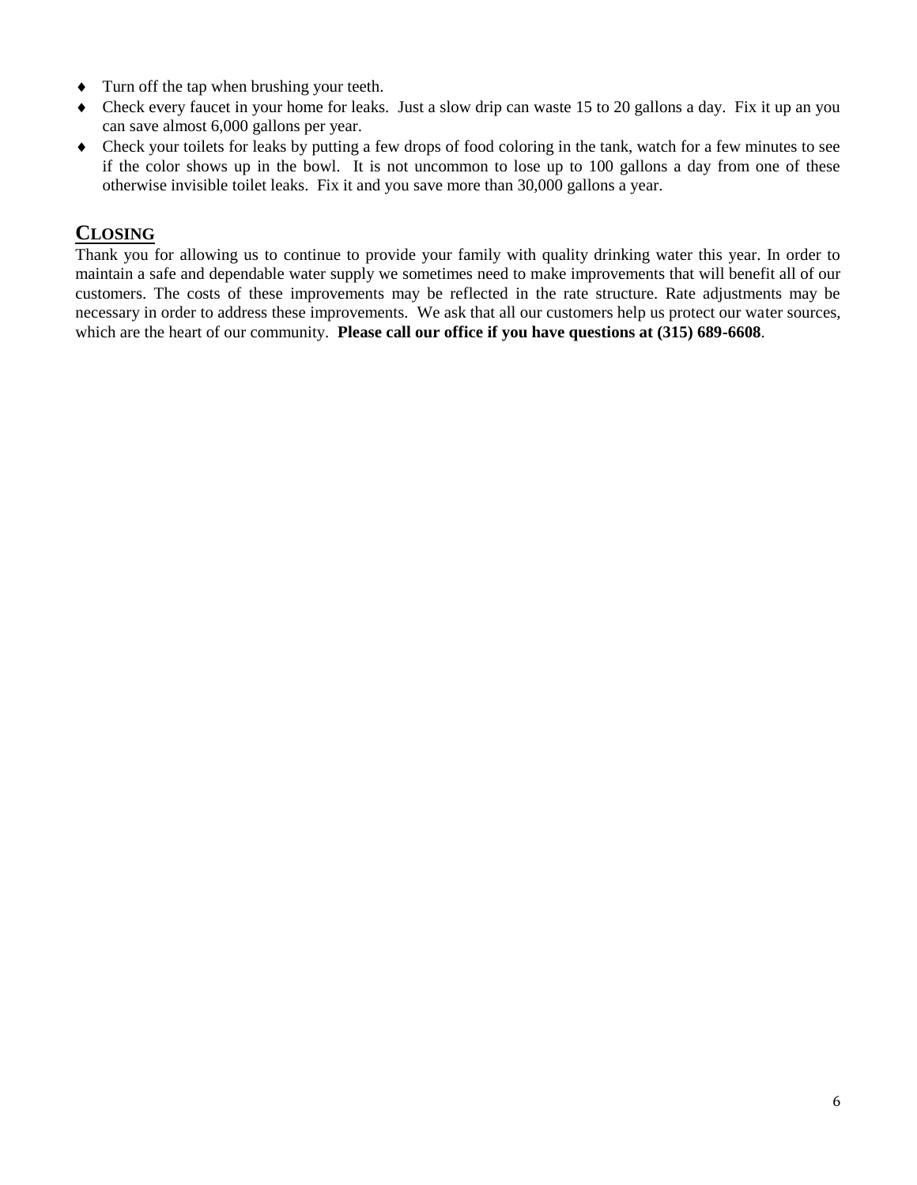- Turn off the tap when brushing your teeth.
- Check every faucet in your home for leaks. Just a slow drip can waste 15 to 20 gallons a day. Fix it up an you can save almost 6,000 gallons per year.
- Check your toilets for leaks by putting a few drops of food coloring in the tank, watch for a few minutes to see if the color shows up in the bowl. It is not uncommon to lose up to 100 gallons a day from one of these otherwise invisible toilet leaks. Fix it and you save more than 30,000 gallons a year.

## CLOSING

Thank you for allowing us to continue to provide your family with quality drinking water this year. In order to maintain a safe and dependable water supply we sometimes need to make improvements that will benefit all of our customers. The costs of these improvements may be reflected in the rate structure. Rate adjustments may be necessary in order to address these improvements. We ask that all our customers help us protect our water sources, which are the heart of our community. **Please call our office if you have questions at (315) 689-6608**.